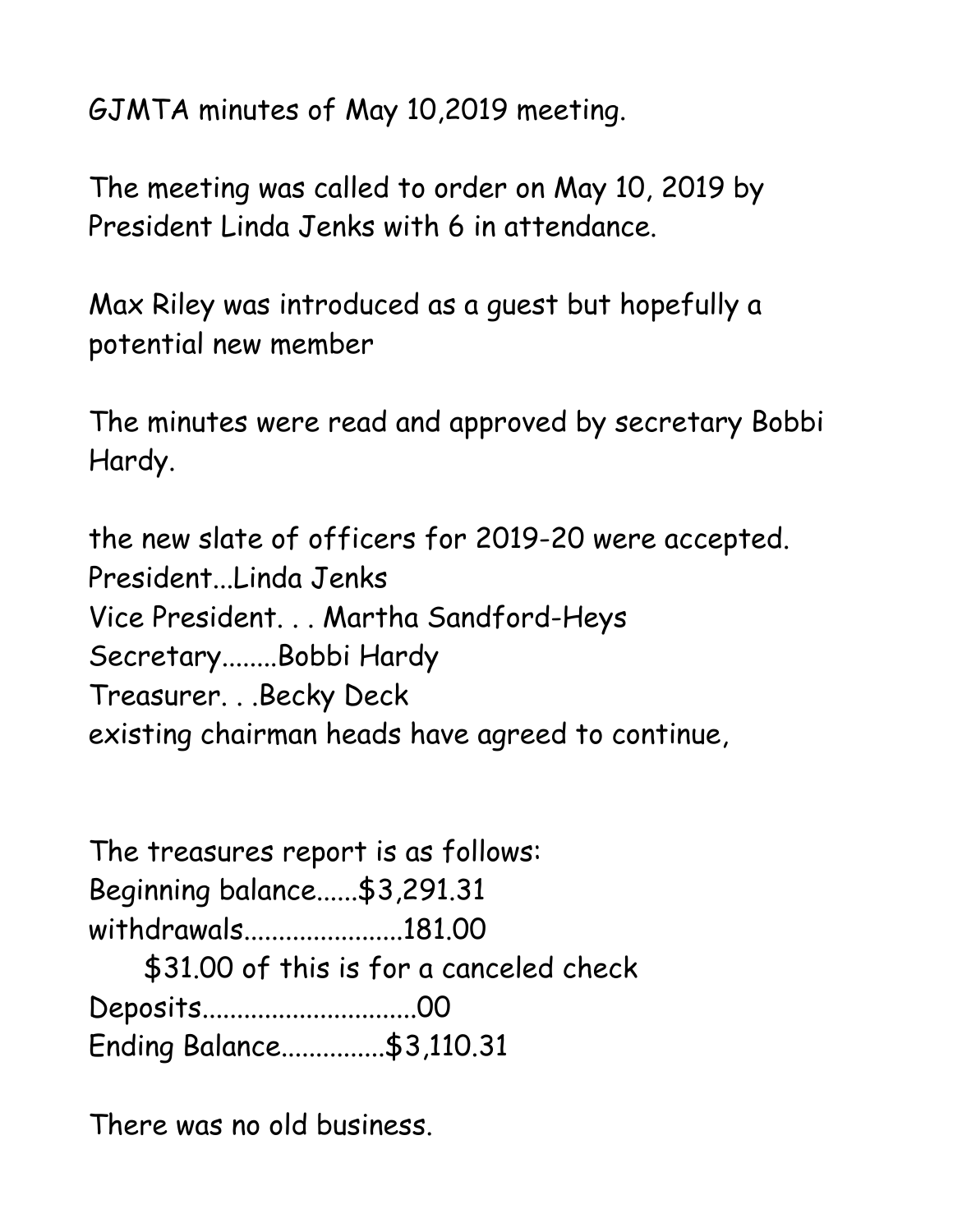GJMTA minutes of May 10,2019 meeting.

The meeting was called to order on May 10, 2019 by President Linda Jenks with 6 in attendance.

Max Riley was introduced as a guest but hopefully a potential new member

The minutes were read and approved by secretary Bobbi Hardy.

the new slate of officers for 2019-20 were accepted.
President...Linda Jenks
Vice President. . . Martha Sandford-Heys
Secretary........Bobbi Hardy
Treasurer. . .Becky Deck
existing chairman heads have agreed to continue,

The treasures report is as follows:
Beginning balance......$3,291.31
withdrawals......................181.00
$31.00 of this is for a canceled check
Deposits..............................00
Ending Balance...............$3,110.31

There was no old business.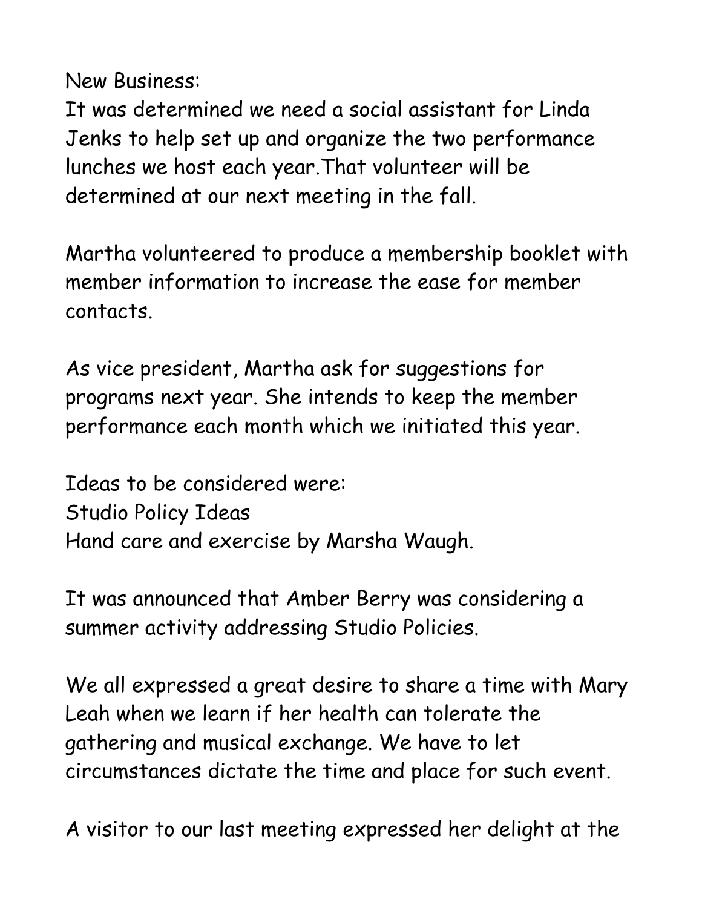New Business:

It was determined we need a social assistant for Linda Jenks to help set up and organize the two performance lunches we host each year.That volunteer will be determined at our next meeting in the fall.

Martha volunteered to produce a membership booklet with member information to increase the ease for member contacts.

As vice president, Martha ask for suggestions for programs next year. She intends to keep the member performance each month which we initiated this year.

Ideas to be considered were:
Studio Policy Ideas
Hand care and exercise by Marsha Waugh.

It was announced that Amber Berry was considering a summer activity addressing Studio Policies.

We all expressed a great desire to share a time with Mary Leah when we learn if her health can tolerate the gathering and musical exchange. We have to let circumstances dictate the time and place for such event.

A visitor to our last meeting expressed her delight at the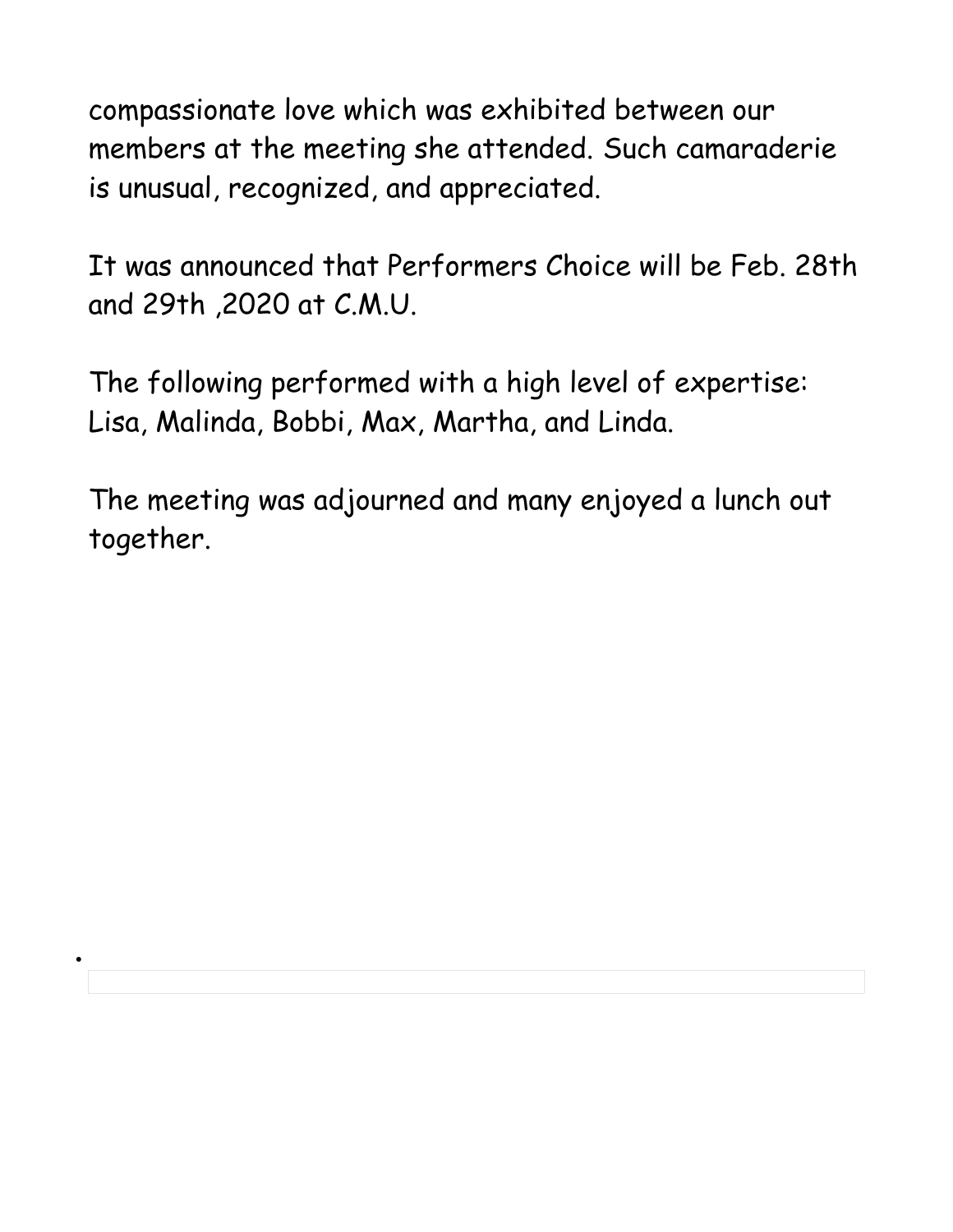compassionate love which was exhibited between our members at the meeting she attended. Such camaraderie is unusual, recognized, and appreciated.

It was announced that Performers Choice will be Feb. 28th and 29th ,2020 at C.M.U.

The following performed with a high level of expertise: Lisa, Malinda, Bobbi, Max, Martha, and Linda.

The meeting was adjourned and many enjoyed a lunch out together.